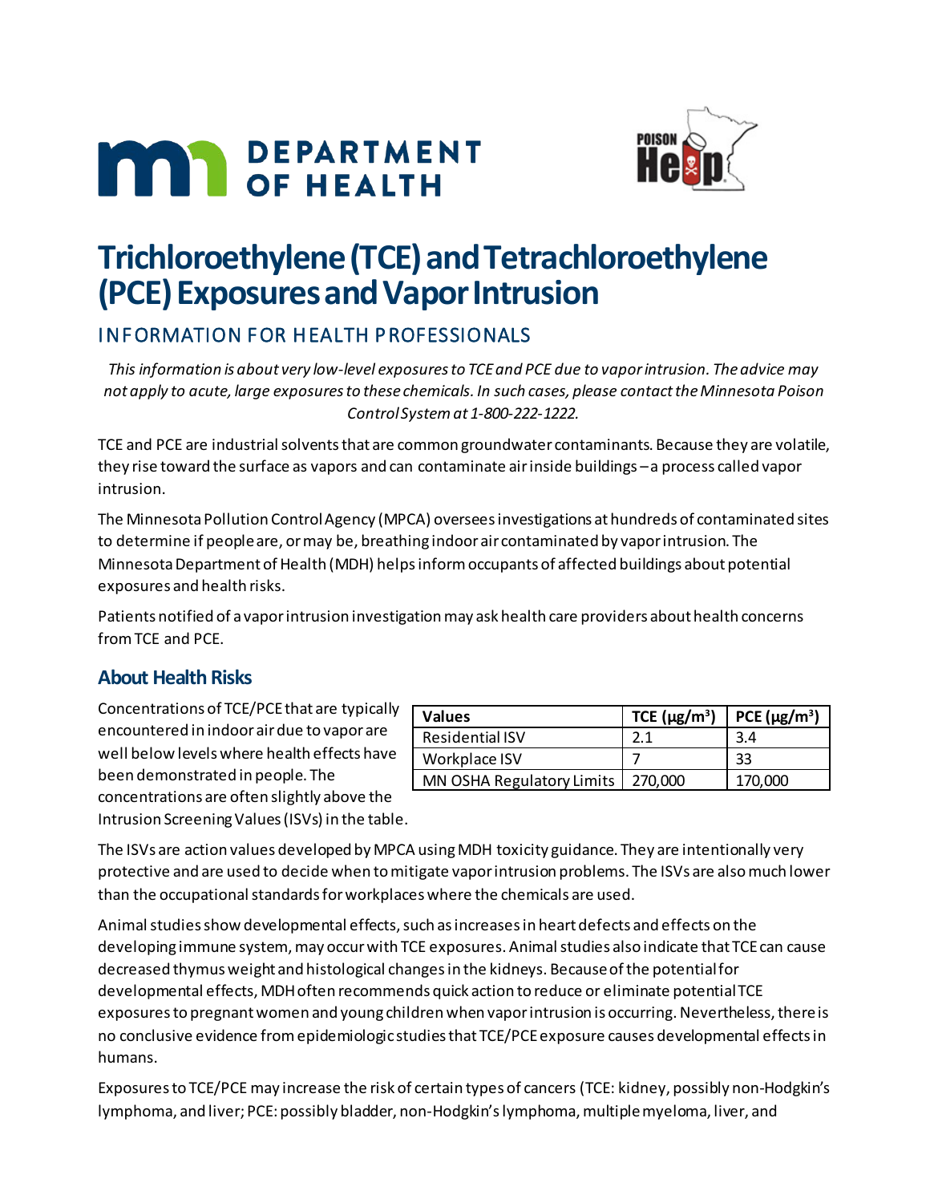# Trichloroethylene (TCE) and Tetrachloroethylene (PCE) Exposures and Vapor Intrusion

## INFORMATION FOR HEALTH PROFESSIONALS

*This information is about very low-level exposures to TCE and PCE due to vapor intrusion. The advice may not apply to acute, large exposures to these chemicals. In such cases, please contact the Minnesota Poison Control System at 1-800-222-1222.*

TCE and PCE are industrial solvents that are common groundwater contaminants. Because they are volatile, they rise toward the surface as vapors and can contaminate air inside buildings – a process called vapor intrusion.

The Minnesota Pollution Control Agency (MPCA) oversees investigations at hundreds of contaminated sites to determine if people are, or may be, breathing indoor air contaminated by vapor intrusion. The Minnesota Department of Health (MDH) helps inform occupants of affected buildings about potential exposures and health risks.

Patients notified of a vapor intrusion investigation may ask health care providers about health concerns from TCE and PCE.

### About Health Risks

Concentrations of TCE/PCE that are typically encountered in indoor air due to vapor are well below levels where health effects have been demonstrated in people. The concentrations are often slightly above the Intrusion Screening Values (ISVs) in the table.

| Values | TCE (µg/m$^3$) | PCE (µg/m$^3$) |
|---|---|---|
| Residential ISV | 2.1 | 3.4 |
| Workplace ISV | 7 | 33 |
| MN OSHA Regulatory Limits | 270,000 | 170,000 |

The ISVs are action values developed by MPCA using MDH toxicity guidance. They are intentionally very protective and are used to decide when to mitigate vapor intrusion problems. The ISVs are also much lower than the occupational standards for workplaces where the chemicals are used.

Animal studies show developmental effects, such as increases in heart defects and effects on the developing immune system, may occur with TCE exposures. Animal studies also indicate that TCE can cause decreased thymus weight and histological changes in the kidneys. Because of the potential for developmental effects, MDH often recommends quick action to reduce or eliminate potential TCE exposures to pregnant women and young children when vapor intrusion is occurring. Nevertheless, there is no conclusive evidence from epidemiologic studies that TCE/PCE exposure causes developmental effects in humans.

Exposures to TCE/PCE may increase the risk of certain types of cancers (TCE: kidney, possibly non-Hodgkin's lymphoma, and liver; PCE: possibly bladder, non-Hodgkin's lymphoma, multiple myeloma, liver, and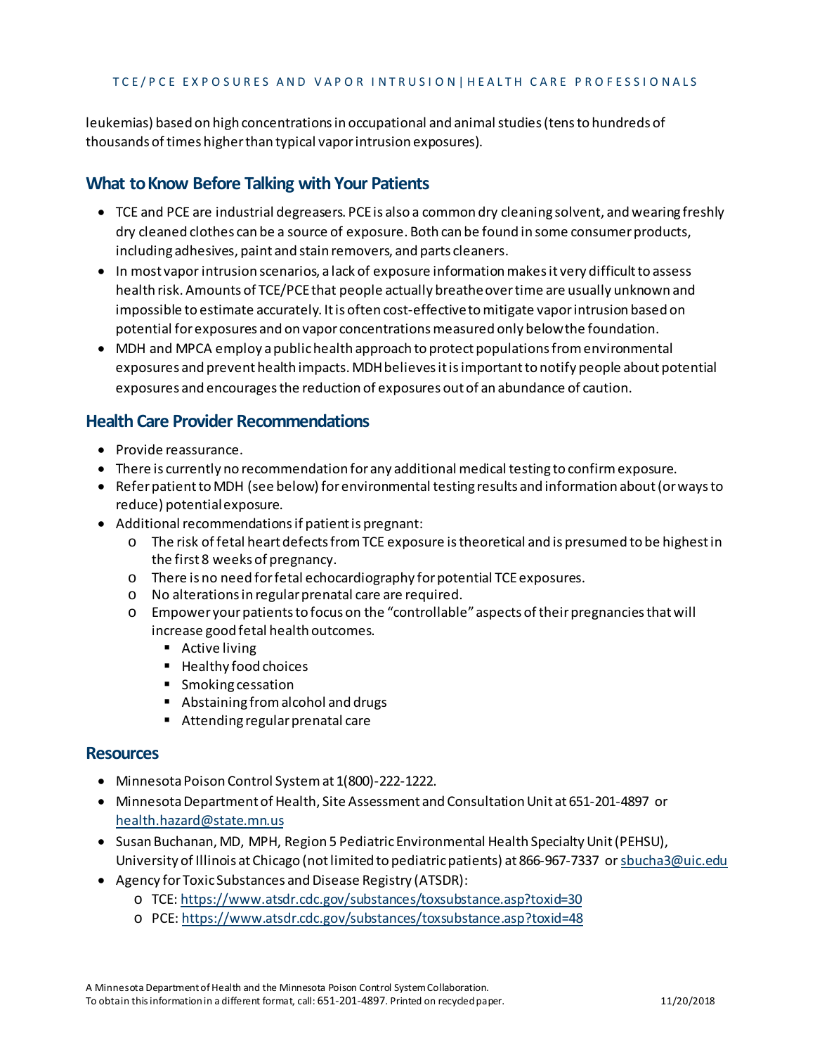leukemias) based on high concentrations in occupational and animal studies (tens to hundreds of thousands of times higher than typical vapor intrusion exposures).

## What to Know Before Talking with Your Patients

- TCE and PCE are industrial degreasers. PCE is also a common dry cleaning solvent, and wearing freshly dry cleaned clothes can be a source of exposure. Both can be found in some consumer products, including adhesives, paint and stain removers, and parts cleaners.
- In most vapor intrusion scenarios, a lack of exposure information makes it very difficult to assess health risk. Amounts of TCE/PCE that people actually breathe over time are usually unknown and impossible to estimate accurately. It is often cost-effective to mitigate vapor intrusion based on potential for exposures and on vapor concentrations measured only below the foundation.
- MDH and MPCA employ a public health approach to protect populations from environmental exposures and prevent health impacts. MDH believes it is important to notify people about potential exposures and encourages the reduction of exposures out of an abundance of caution.

## Health Care Provider Recommendations

- Provide reassurance.
- There is currently no recommendation for any additional medical testing to confirm exposure.
- Refer patient to MDH (see below) for environmental testing results and information about (or ways to reduce) potential exposure.
- Additional recommendations if patient is pregnant:
  - The risk of fetal heart defects from TCE exposure is theoretical and is presumed to be highest in the first 8 weeks of pregnancy.
  - There is no need for fetal echocardiography for potential TCE exposures.
  - No alterations in regular prenatal care are required.
  - Empower your patients to focus on the "controllable" aspects of their pregnancies that will increase good fetal health outcomes.
    - Active living
    - Healthy food choices
    - Smoking cessation
    - Abstaining from alcohol and drugs
    - Attending regular prenatal care

## Resources

- Minnesota Poison Control System at 1(800)-222-1222.
- Minnesota Department of Health, Site Assessment and Consultation Unit at 651-201-4897 or health.hazard@state.mn.us
- Susan Buchanan, MD, MPH, Region 5 Pediatric Environmental Health Specialty Unit (PEHSU), University of Illinois at Chicago (not limited to pediatric patients) at 866-967-7337 or sbucha3@uic.edu
- Agency for Toxic Substances and Disease Registry (ATSDR):
  - TCE: https://www.atsdr.cdc.gov/substances/toxsubstance.asp?toxid=30
  - PCE: https://www.atsdr.cdc.gov/substances/toxsubstance.asp?toxid=48

A Minnesota Department of Health and the Minnesota Poison Control System Collaboration.
To obtain this information in a different format, call: 651-201-4897. Printed on recycled paper. 11/20/2018